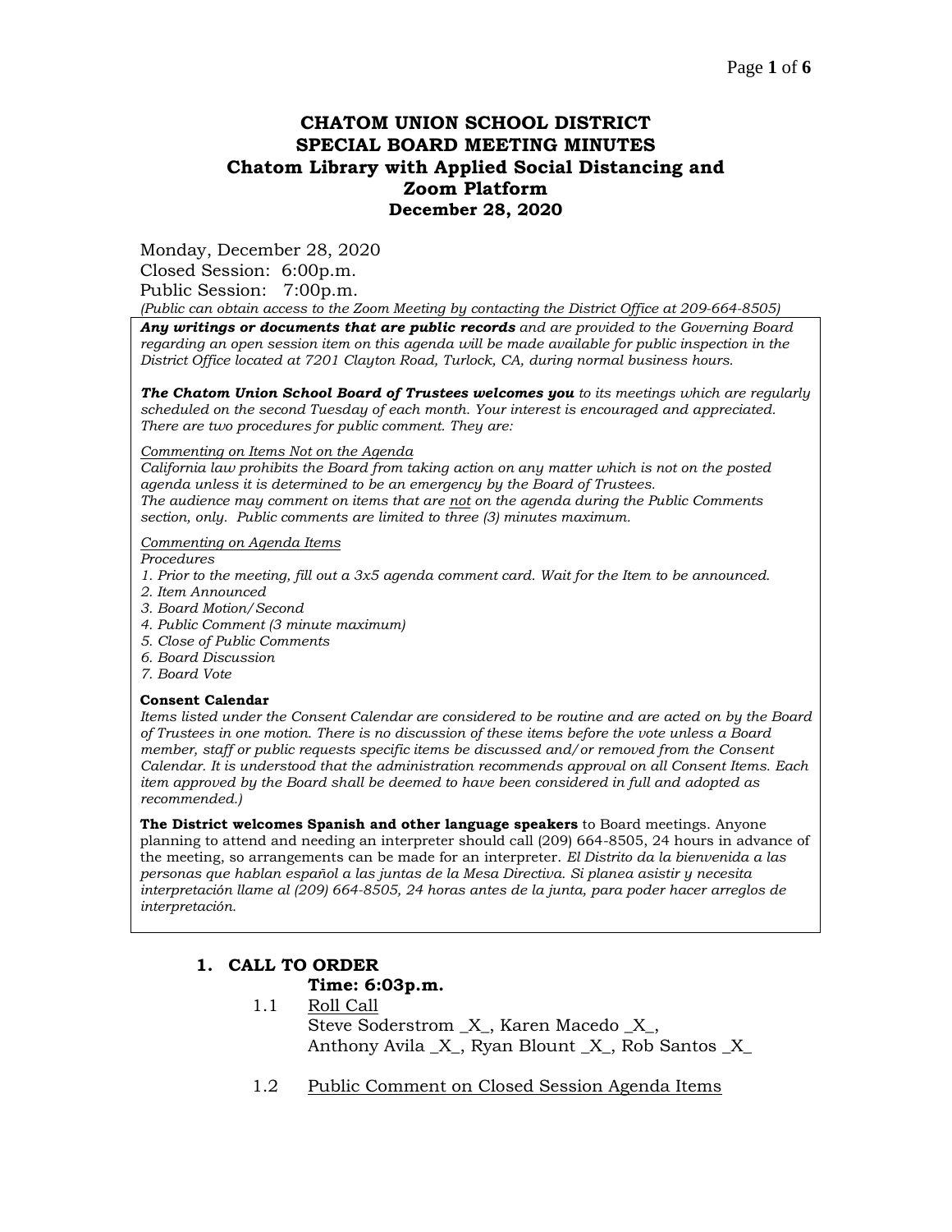# CHATOM UNION SCHOOL DISTRICT
# SPECIAL BOARD MEETING MINUTES
## Chatom Library with Applied Social Distancing and Zoom Platform
## December 28, 2020

Monday, December 28, 2020
Closed Session: 6:00p.m.
Public Session: 7:00p.m.
*(Public can obtain access to the Zoom Meeting by contacting the District Office at 209-664-8505)*

***Any writings or documents that are public records*** *and are provided to the Governing Board regarding an open session item on this agenda will be made available for public inspection in the District Office located at 7201 Clayton Road, Turlock, CA, during normal business hours.*

***The Chatom Union School Board of Trustees welcomes you*** *to its meetings which are regularly scheduled on the second Tuesday of each month. Your interest is encouraged and appreciated. There are two procedures for public comment. They are:*

*Commenting on Items Not on the Agenda*
*California law prohibits the Board from taking action on any matter which is not on the posted agenda unless it is determined to be an emergency by the Board of Trustees.*
*The audience may comment on items that are not on the agenda during the Public Comments section, only. Public comments are limited to three (3) minutes maximum.*

*Commenting on Agenda Items*
*Procedures*
*1. Prior to the meeting, fill out a 3x5 agenda comment card. Wait for the Item to be announced.*
*2. Item Announced*
*3. Board Motion/Second*
*4. Public Comment (3 minute maximum)*
*5. Close of Public Comments*
*6. Board Discussion*
*7. Board Vote*

**Consent Calendar**
*Items listed under the Consent Calendar are considered to be routine and are acted on by the Board of Trustees in one motion. There is no discussion of these items before the vote unless a Board member, staff or public requests specific items be discussed and/or removed from the Consent Calendar. It is understood that the administration recommends approval on all Consent Items. Each item approved by the Board shall be deemed to have been considered in full and adopted as recommended.)*

**The District welcomes Spanish and other language speakers** to Board meetings. Anyone planning to attend and needing an interpreter should call (209) 664-8505, 24 hours in advance of the meeting, so arrangements can be made for an interpreter. *El Distrito da la bienvenida a las personas que hablan español a las juntas de la Mesa Directiva. Si planea asistir y necesita interpretación llame al (209) 664-8505, 24 horas antes de la junta, para poder hacer arreglos de interpretación.*

### 1. CALL TO ORDER
**Time: 6:03p.m.**

1.1 Roll Call
Steve Soderstrom _X_, Karen Macedo _X_,
Anthony Avila _X_, Ryan Blount _X_, Rob Santos _X_

1.2 Public Comment on Closed Session Agenda Items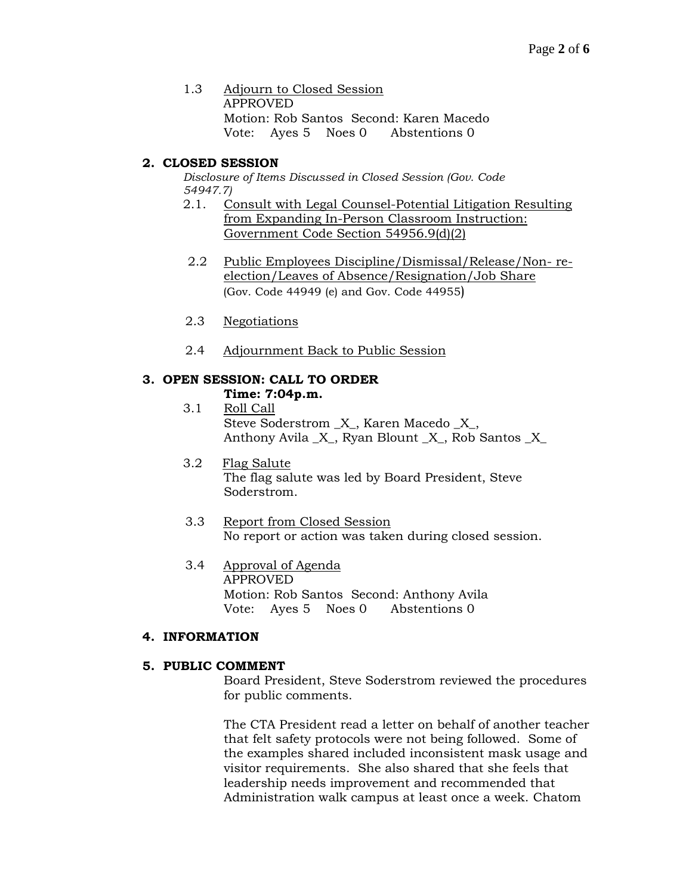1.3 Adjourn to Closed Session
APPROVED
Motion: Rob Santos Second: Karen Macedo
Vote: Ayes 5 Noes 0 Abstentions 0

## 2. CLOSED SESSION

*Disclosure of Items Discussed in Closed Session (Gov. Code 54947.7)*

2.1. Consult with Legal Counsel-Potential Litigation Resulting from Expanding In-Person Classroom Instruction: Government Code Section 54956.9(d)(2)

2.2 Public Employees Discipline/Dismissal/Release/Non- re-election/Leaves of Absence/Resignation/Job Share (Gov. Code 44949 (e) and Gov. Code 44955)

2.3 Negotiations

2.4 Adjournment Back to Public Session

## 3. OPEN SESSION: CALL TO ORDER

**Time: 7:04p.m.**

3.1 Roll Call
Steve Soderstrom _X_, Karen Macedo _X_, Anthony Avila _X_, Ryan Blount _X_, Rob Santos _X_

3.2 Flag Salute
The flag salute was led by Board President, Steve Soderstrom.

3.3 Report from Closed Session
No report or action was taken during closed session.

3.4 Approval of Agenda
APPROVED
Motion: Rob Santos Second: Anthony Avila
Vote: Ayes 5 Noes 0 Abstentions 0

## 4. INFORMATION

## 5. PUBLIC COMMENT

Board President, Steve Soderstrom reviewed the procedures for public comments.

The CTA President read a letter on behalf of another teacher that felt safety protocols were not being followed. Some of the examples shared included inconsistent mask usage and visitor requirements. She also shared that she feels that leadership needs improvement and recommended that Administration walk campus at least once a week. Chatom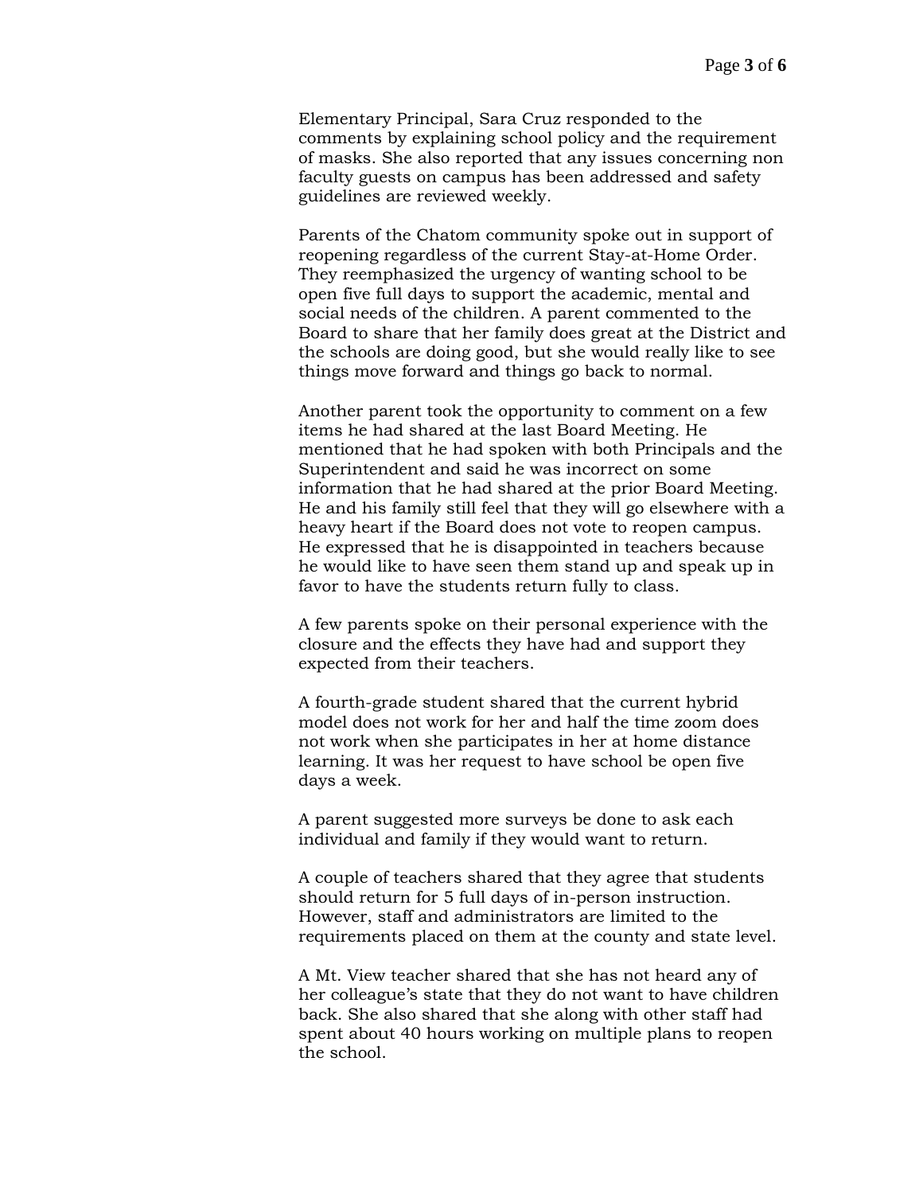Elementary Principal, Sara Cruz responded to the comments by explaining school policy and the requirement of masks. She also reported that any issues concerning non faculty guests on campus has been addressed and safety guidelines are reviewed weekly.

Parents of the Chatom community spoke out in support of reopening regardless of the current Stay-at-Home Order. They reemphasized the urgency of wanting school to be open five full days to support the academic, mental and social needs of the children. A parent commented to the Board to share that her family does great at the District and the schools are doing good, but she would really like to see things move forward and things go back to normal.

Another parent took the opportunity to comment on a few items he had shared at the last Board Meeting. He mentioned that he had spoken with both Principals and the Superintendent and said he was incorrect on some information that he had shared at the prior Board Meeting. He and his family still feel that they will go elsewhere with a heavy heart if the Board does not vote to reopen campus. He expressed that he is disappointed in teachers because he would like to have seen them stand up and speak up in favor to have the students return fully to class.

A few parents spoke on their personal experience with the closure and the effects they have had and support they expected from their teachers.

A fourth-grade student shared that the current hybrid model does not work for her and half the time zoom does not work when she participates in her at home distance learning. It was her request to have school be open five days a week.

A parent suggested more surveys be done to ask each individual and family if they would want to return.

A couple of teachers shared that they agree that students should return for 5 full days of in-person instruction. However, staff and administrators are limited to the requirements placed on them at the county and state level.

A Mt. View teacher shared that she has not heard any of her colleague's state that they do not want to have children back. She also shared that she along with other staff had spent about 40 hours working on multiple plans to reopen the school.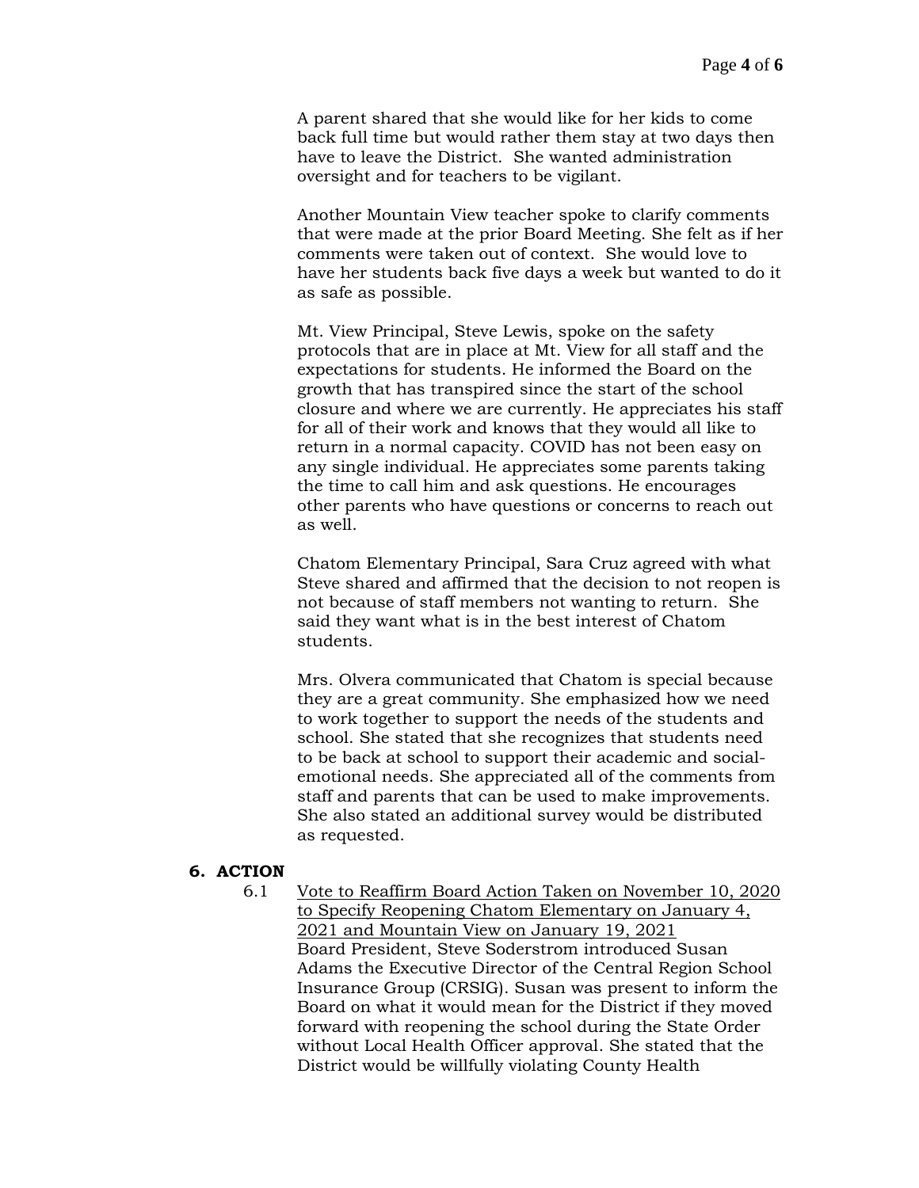A parent shared that she would like for her kids to come back full time but would rather them stay at two days then have to leave the District. She wanted administration oversight and for teachers to be vigilant.

Another Mountain View teacher spoke to clarify comments that were made at the prior Board Meeting. She felt as if her comments were taken out of context. She would love to have her students back five days a week but wanted to do it as safe as possible.

Mt. View Principal, Steve Lewis, spoke on the safety protocols that are in place at Mt. View for all staff and the expectations for students. He informed the Board on the growth that has transpired since the start of the school closure and where we are currently. He appreciates his staff for all of their work and knows that they would all like to return in a normal capacity. COVID has not been easy on any single individual. He appreciates some parents taking the time to call him and ask questions. He encourages other parents who have questions or concerns to reach out as well.

Chatom Elementary Principal, Sara Cruz agreed with what Steve shared and affirmed that the decision to not reopen is not because of staff members not wanting to return. She said they want what is in the best interest of Chatom students.

Mrs. Olvera communicated that Chatom is special because they are a great community. She emphasized how we need to work together to support the needs of the students and school. She stated that she recognizes that students need to be back at school to support their academic and social-emotional needs. She appreciated all of the comments from staff and parents that can be used to make improvements. She also stated an additional survey would be distributed as requested.

## 6. ACTION

6.1 Vote to Reaffirm Board Action Taken on November 10, 2020 to Specify Reopening Chatom Elementary on January 4, 2021 and Mountain View on January 19, 2021

Board President, Steve Soderstrom introduced Susan Adams the Executive Director of the Central Region School Insurance Group (CRSIG). Susan was present to inform the Board on what it would mean for the District if they moved forward with reopening the school during the State Order without Local Health Officer approval. She stated that the District would be willfully violating County Health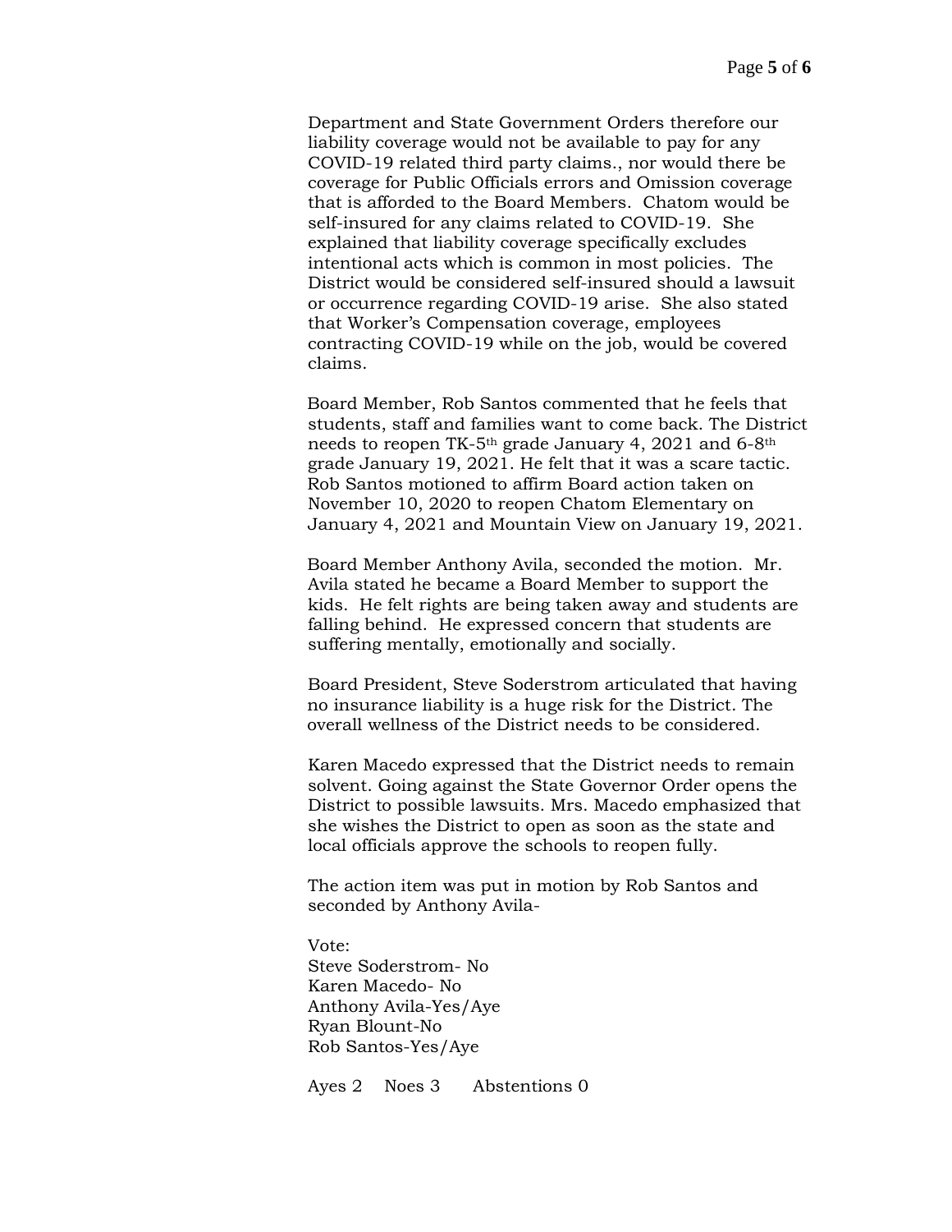Department and State Government Orders therefore our liability coverage would not be available to pay for any COVID-19 related third party claims., nor would there be coverage for Public Officials errors and Omission coverage that is afforded to the Board Members. Chatom would be self-insured for any claims related to COVID-19. She explained that liability coverage specifically excludes intentional acts which is common in most policies. The District would be considered self-insured should a lawsuit or occurrence regarding COVID-19 arise. She also stated that Worker's Compensation coverage, employees contracting COVID-19 while on the job, would be covered claims.

Board Member, Rob Santos commented that he feels that students, staff and families want to come back. The District needs to reopen TK-5th grade January 4, 2021 and 6-8th grade January 19, 2021. He felt that it was a scare tactic. Rob Santos motioned to affirm Board action taken on November 10, 2020 to reopen Chatom Elementary on January 4, 2021 and Mountain View on January 19, 2021.

Board Member Anthony Avila, seconded the motion. Mr. Avila stated he became a Board Member to support the kids. He felt rights are being taken away and students are falling behind. He expressed concern that students are suffering mentally, emotionally and socially.

Board President, Steve Soderstrom articulated that having no insurance liability is a huge risk for the District. The overall wellness of the District needs to be considered.

Karen Macedo expressed that the District needs to remain solvent. Going against the State Governor Order opens the District to possible lawsuits. Mrs. Macedo emphasized that she wishes the District to open as soon as the state and local officials approve the schools to reopen fully.

The action item was put in motion by Rob Santos and seconded by Anthony Avila-

Vote:
Steve Soderstrom- No
Karen Macedo- No
Anthony Avila-Yes/Aye
Ryan Blount-No
Rob Santos-Yes/Aye

Ayes 2 Noes 3 Abstentions 0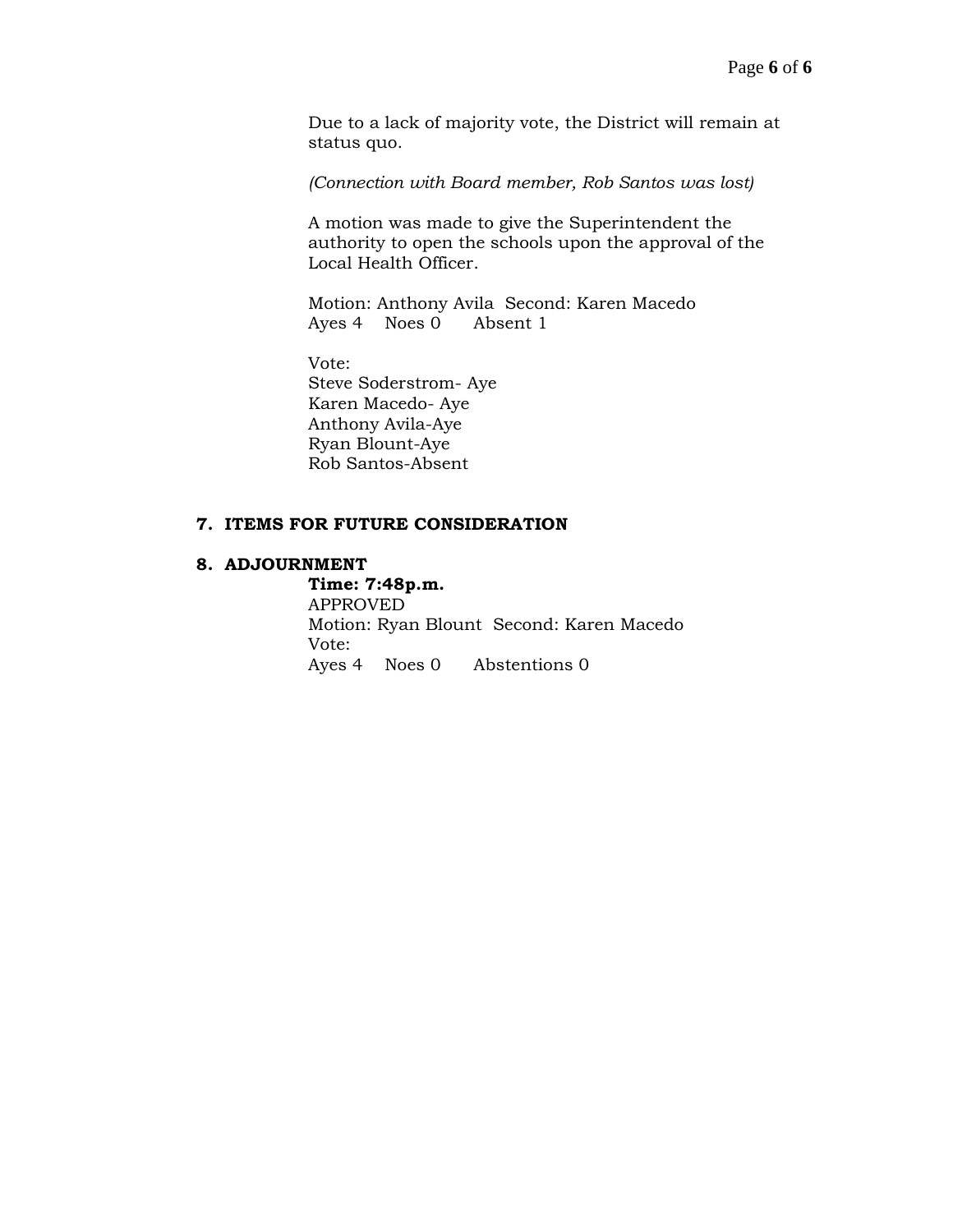Due to a lack of majority vote, the District will remain at status quo.

*(Connection with Board member, Rob Santos was lost)*

A motion was made to give the Superintendent the authority to open the schools upon the approval of the Local Health Officer.

Motion: Anthony Avila  Second: Karen Macedo
Ayes 4  Noes 0  Absent 1

Vote:
Steve Soderstrom- Aye
Karen Macedo- Aye
Anthony Avila-Aye
Ryan Blount-Aye
Rob Santos-Absent

## 7. ITEMS FOR FUTURE CONSIDERATION

## 8. ADJOURNMENT

**Time: 7:48p.m.**
APPROVED
Motion: Ryan Blount  Second: Karen Macedo
Vote:
Ayes 4  Noes 0  Abstentions 0